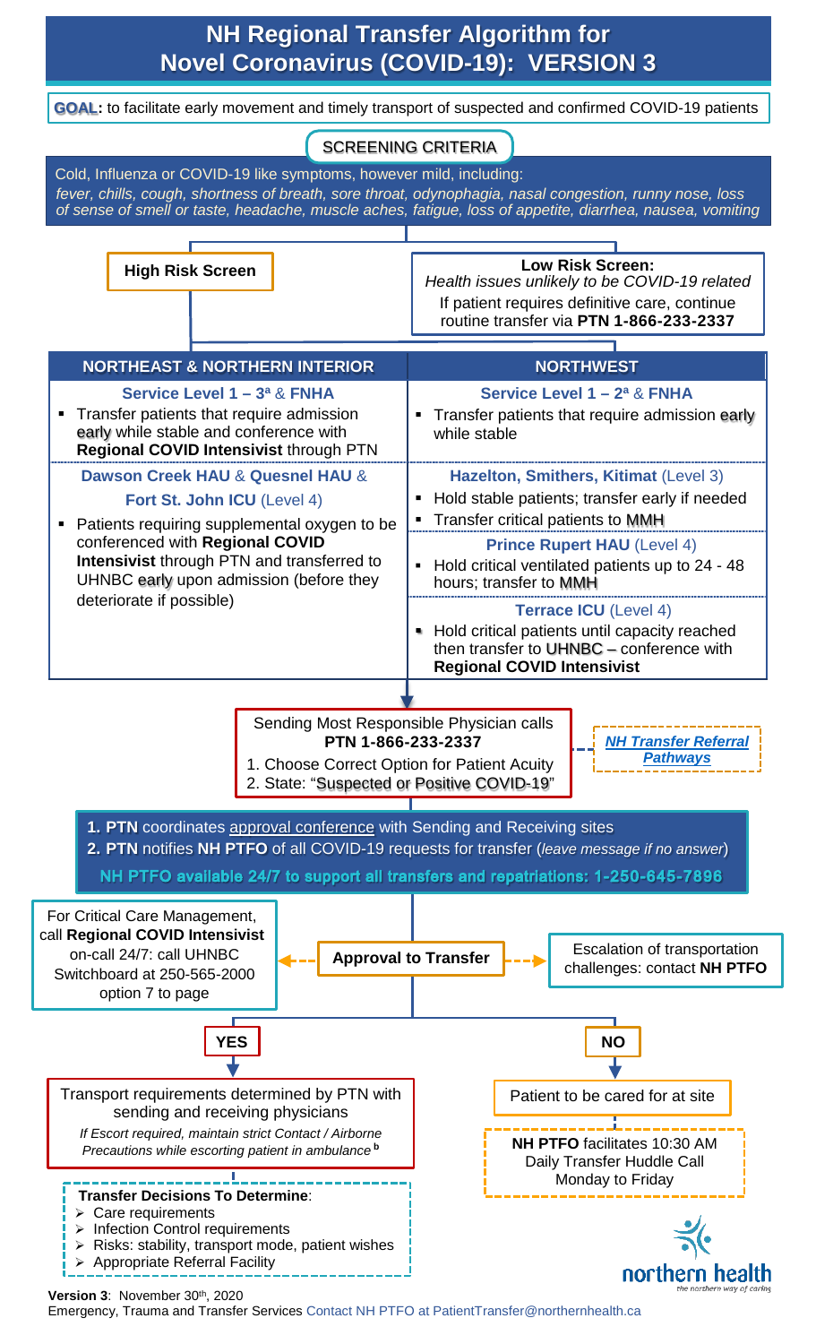# NH Regional Transfer Algorithm for Novel Coronavirus (COVID-19): VERSION 3

**GOAL:** to facilitate early movement and timely transport of suspected and confirmed COVID-19 patients

## SCREENING CRITERIA

Cold, Influenza or COVID-19 like symptoms, however mild, including:
*fever, chills, cough, shortness of breath, sore throat, odynophagia, nasal congestion, runny nose, loss of sense of smell or taste, headache, muscle aches, fatigue, loss of appetite, diarrhea, nausea, vomiting*

**High Risk Screen**

**Low Risk Screen:**
*Health issues unlikely to be COVID-19 related*
If patient requires definitive care, continue routine transfer via **PTN 1-866-233-2337**

| NORTHEAST & NORTHERN INTERIOR | NORTHWEST |
|---|---|
| **Service Level 1 – 3[a] & FNHA**<br>▪ Transfer patients that require admission early while stable and conference with **Regional COVID Intensivist** through PTN | **Service Level 1 – 2[a] & FNHA**<br>▪ Transfer patients that require admission early while stable |
| **Dawson Creek HAU & Quesnel HAU & Fort St. John ICU** (Level 4)<br>▪ Patients requiring supplemental oxygen to be conferenced with **Regional COVID Intensivist** through PTN and transferred to UHNBC early upon admission (before they deteriorate if possible) | **Hazelton, Smithers, Kitimat** (Level 3)<br>▪ Hold stable patients; transfer early if needed<br>▪ Transfer critical patients to MMH<br>**Prince Rupert HAU** (Level 4)<br>▪ Hold critical ventilated patients up to 24 - 48 hours; transfer to MMH<br>**Terrace ICU** (Level 4)<br>▪ Hold critical patients until capacity reached then transfer to UHNBC – conference with **Regional COVID Intensivist** |

Sending Most Responsible Physician calls **PTN 1-866-233-2337**
1. Choose Correct Option for Patient Acuity
2. State: "Suspected or Positive COVID-19"

*NH Transfer Referral Pathways*

1. **PTN** coordinates approval conference with Sending and Receiving sites
2. **PTN** notifies **NH PTFO** of all COVID-19 requests for transfer (*leave message if no answer*)

**NH PTFO available 24/7 to support all transfers and repatriations: 1-250-645-7896**

For Critical Care Management, call **Regional COVID Intensivist** on-call 24/7: call UHNBC Switchboard at 250-565-2000 option 7 to page

**Approval to Transfer**

Escalation of transportation challenges: contact **NH PTFO**

**YES**

Transport requirements determined by PTN with sending and receiving physicians

*If Escort required, maintain strict Contact / Airborne Precautions while escorting patient in ambulance [b]*

**Transfer Decisions To Determine**:
- Care requirements
- Infection Control requirements
- Risks: stability, transport mode, patient wishes
- Appropriate Referral Facility

**NO**

Patient to be cared for at site

**NH PTFO** facilitates 10:30 AM Daily Transfer Huddle Call Monday to Friday

northern health
*the northern way of caring*

**Version 3**: November 30th, 2020
Emergency, Trauma and Transfer Services Contact NH PTFO at PatientTransfer@northernhealth.ca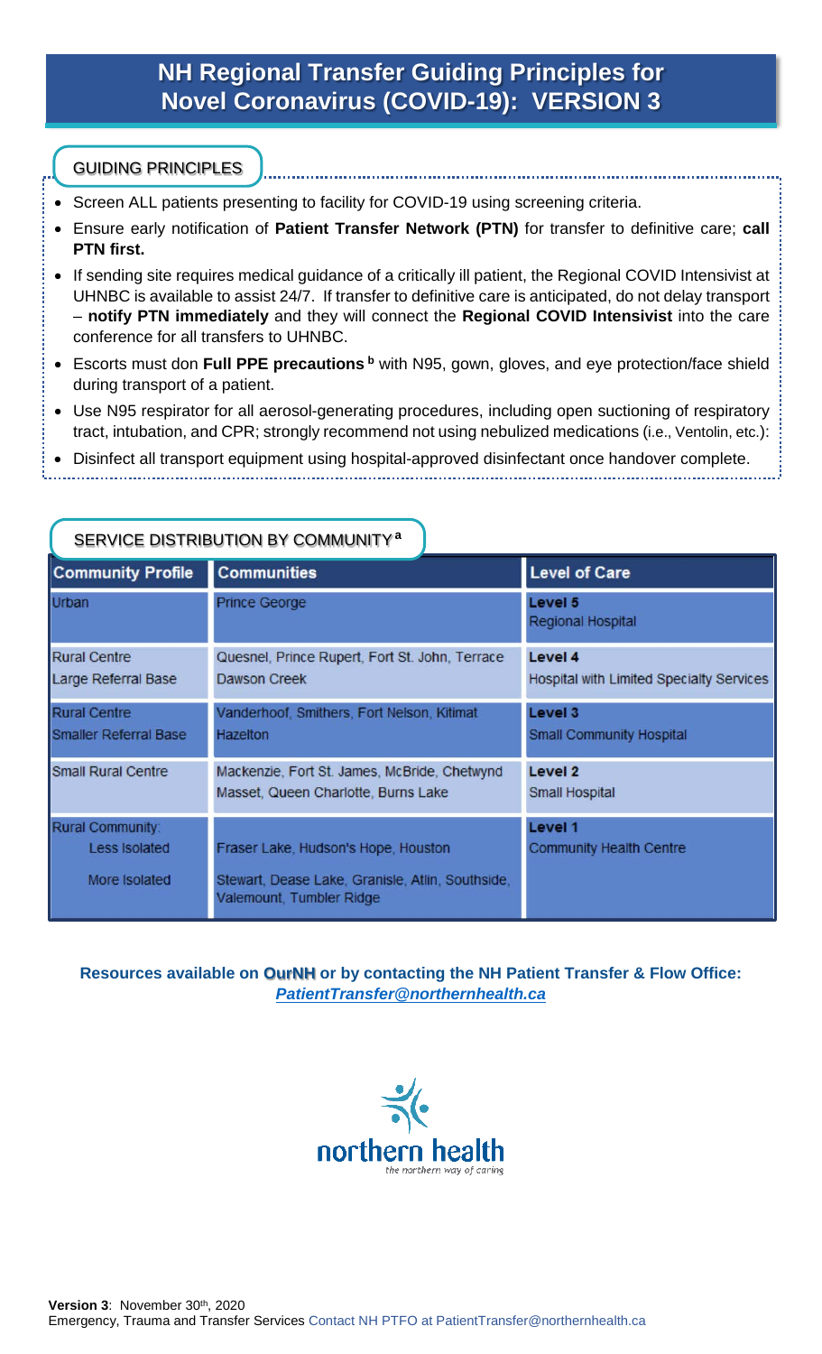# NH Regional Transfer Guiding Principles for Novel Coronavirus (COVID-19): VERSION 3

## GUIDING PRINCIPLES

- Screen ALL patients presenting to facility for COVID-19 using screening criteria.
- Ensure early notification of **Patient Transfer Network (PTN)** for transfer to definitive care; **call PTN first.**
- If sending site requires medical guidance of a critically ill patient, the Regional COVID Intensivist at UHNBC is available to assist 24/7. If transfer to definitive care is anticipated, do not delay transport – **notify PTN immediately** and they will connect the **Regional COVID Intensivist** into the care conference for all transfers to UHNBC.
- Escorts must don **Full PPE precautions** [b] with N95, gown, gloves, and eye protection/face shield during transport of a patient.
- Use N95 respirator for all aerosol-generating procedures, including open suctioning of respiratory tract, intubation, and CPR; strongly recommend not using nebulized medications (i.e., Ventolin, etc.):
- Disinfect all transport equipment using hospital-approved disinfectant once handover complete.

## SERVICE DISTRIBUTION BY COMMUNITY [a]

| Community Profile | Communities | Level of Care |
|---|---|---|
| Urban | Prince George | **Level 5** Regional Hospital |
| Rural Centre Large Referral Base | Quesnel, Prince Rupert, Fort St. John, Terrace Dawson Creek | **Level 4** Hospital with Limited Specialty Services |
| Rural Centre Smaller Referral Base | Vanderhoof, Smithers, Fort Nelson, Kitimat Hazelton | **Level 3** Small Community Hospital |
| Small Rural Centre | Mackenzie, Fort St. James, McBride, Chetwynd Masset, Queen Charlotte, Burns Lake | **Level 2** Small Hospital |
| Rural Community: Less Isolated | Fraser Lake, Hudson's Hope, Houston | **Level 1** Community Health Centre |
| More Isolated | Stewart, Dease Lake, Granisle, Atlin, Southside, Valemount, Tumbler Ridge | |

**Resources available on OurNH or by contacting the NH Patient Transfer & Flow Office:** ***PatientTransfer@northernhealth.ca***

northern health
*the northern way of caring*

**Version 3**: November 30th, 2020
Emergency, Trauma and Transfer Services Contact NH PTFO at PatientTransfer@northernhealth.ca